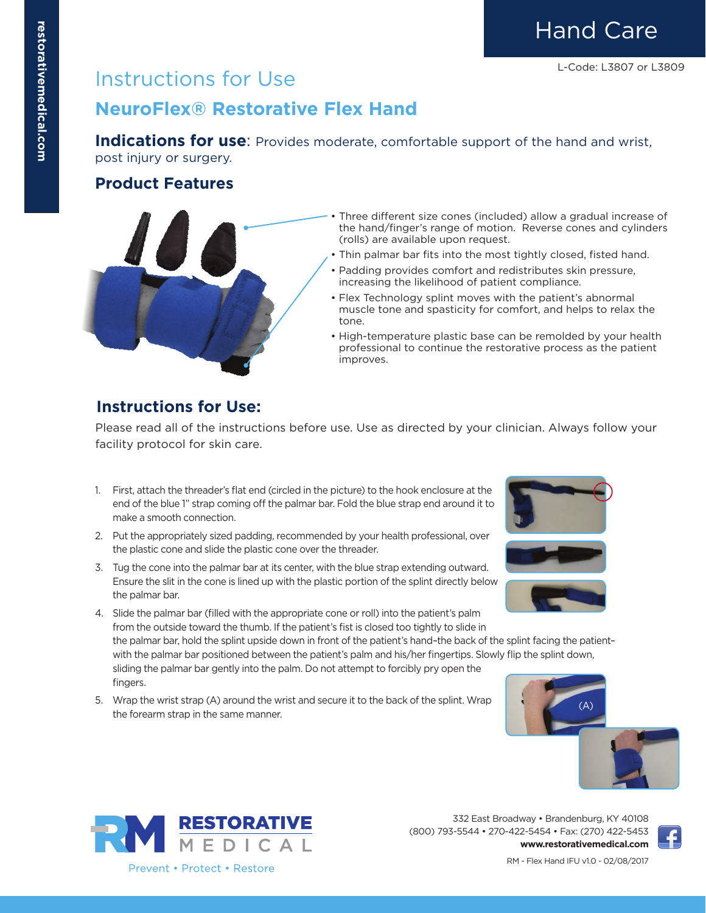# Hand Care

L-Code: L3807 or L3809

## Instructions for Use

## NeuroFlex® Restorative Flex Hand

**Indications for use**: Provides moderate, comfortable support of the hand and wrist, post injury or surgery.

### Product Features

- Three different size cones (included) allow a gradual increase of the hand/finger's range of motion. Reverse cones and cylinders (rolls) are available upon request.
- Thin palmar bar fits into the most tightly closed, fisted hand.
- Padding provides comfort and redistributes skin pressure, increasing the likelihood of patient compliance.
- Flex Technology splint moves with the patient's abnormal muscle tone and spasticity for comfort, and helps to relax the tone.
- High-temperature plastic base can be remolded by your health professional to continue the restorative process as the patient improves.

### Instructions for Use:

Please read all of the instructions before use. Use as directed by your clinician. Always follow your facility protocol for skin care.

1. First, attach the threader's flat end (circled in the picture) to the hook enclosure at the end of the blue 1" strap coming off the palmar bar. Fold the blue strap end around it to make a smooth connection.
2. Put the appropriately sized padding, recommended by your health professional, over the plastic cone and slide the plastic cone over the threader.
3. Tug the cone into the palmar bar at its center, with the blue strap extending outward. Ensure the slit in the cone is lined up with the plastic portion of the splint directly below the palmar bar.
4. Slide the palmar bar (filled with the appropriate cone or roll) into the patient's palm from the outside toward the thumb. If the patient's fist is closed too tightly to slide in the palmar bar, hold the splint upside down in front of the patient's hand–the back of the splint facing the patient–with the palmar bar positioned between the patient's palm and his/her fingertips. Slowly flip the splint down, sliding the palmar bar gently into the palm. Do not attempt to forcibly pry open the fingers.
5. Wrap the wrist strap (A) around the wrist and secure it to the back of the splint. Wrap the forearm strap in the same manner.

(A)

**RESTORATIVE MEDICAL**

Prevent • Protect • Restore

332 East Broadway • Brandenburg, KY 40108
(800) 793-5544 • 270-422-5454 • Fax: (270) 422-5453
**www.restorativemedical.com**

RM - Flex Hand IFU v1.0 - 02/08/2017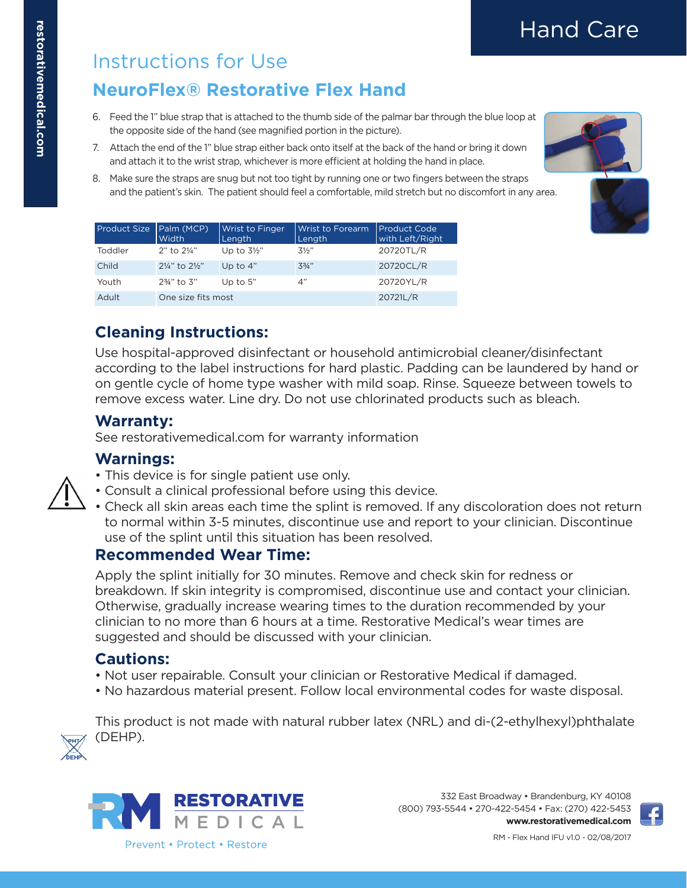# Hand Care

## Instructions for Use

## NeuroFlex® Restorative Flex Hand

6. Feed the 1" blue strap that is attached to the thumb side of the palmar bar through the blue loop at the opposite side of the hand (see magnified portion in the picture).
7. Attach the end of the 1" blue strap either back onto itself at the back of the hand or bring it down and attach it to the wrist strap, whichever is more efficient at holding the hand in place.
8. Make sure the straps are snug but not too tight by running one or two fingers between the straps and the patient's skin. The patient should feel a comfortable, mild stretch but no discomfort in any area.

| Product Size | Palm (MCP) Width | Wrist to Finger Length | Wrist to Forearm Length | Product Code with Left/Right |
|---|---|---|---|---|
| Toddler | 2" to 2¼" | Up to 3½" | 3½" | 20720TL/R |
| Child | 2¼" to 2½" | Up to 4" | 3¾" | 20720CL/R |
| Youth | 2¾" to 3" | Up to 5" | 4" | 20720YL/R |
| Adult | One size fits most | | | 20721L/R |

### Cleaning Instructions:

Use hospital-approved disinfectant or household antimicrobial cleaner/disinfectant according to the label instructions for hard plastic. Padding can be laundered by hand or on gentle cycle of home type washer with mild soap. Rinse. Squeeze between towels to remove excess water. Line dry. Do not use chlorinated products such as bleach.

### Warranty:

See restorativemedical.com for warranty information

### Warnings:

- This device is for single patient use only.
- Consult a clinical professional before using this device.
- Check all skin areas each time the splint is removed. If any discoloration does not return to normal within 3-5 minutes, discontinue use and report to your clinician. Discontinue use of the splint until this situation has been resolved.

### Recommended Wear Time:

Apply the splint initially for 30 minutes. Remove and check skin for redness or breakdown. If skin integrity is compromised, discontinue use and contact your clinician. Otherwise, gradually increase wearing times to the duration recommended by your clinician to no more than 6 hours at a time. Restorative Medical's wear times are suggested and should be discussed with your clinician.

### Cautions:

- Not user repairable. Consult your clinician or Restorative Medical if damaged.
- No hazardous material present. Follow local environmental codes for waste disposal.

This product is not made with natural rubber latex (NRL) and di-(2-ethylhexyl)phthalate (DEHP).

RESTORATIVE MEDICAL

Prevent • Protect • Restore

332 East Broadway • Brandenburg, KY 40108
(800) 793-5544 • 270-422-5454 • Fax: (270) 422-5453
**www.restorativemedical.com**

RM - Flex Hand IFU v1.0 - 02/08/2017